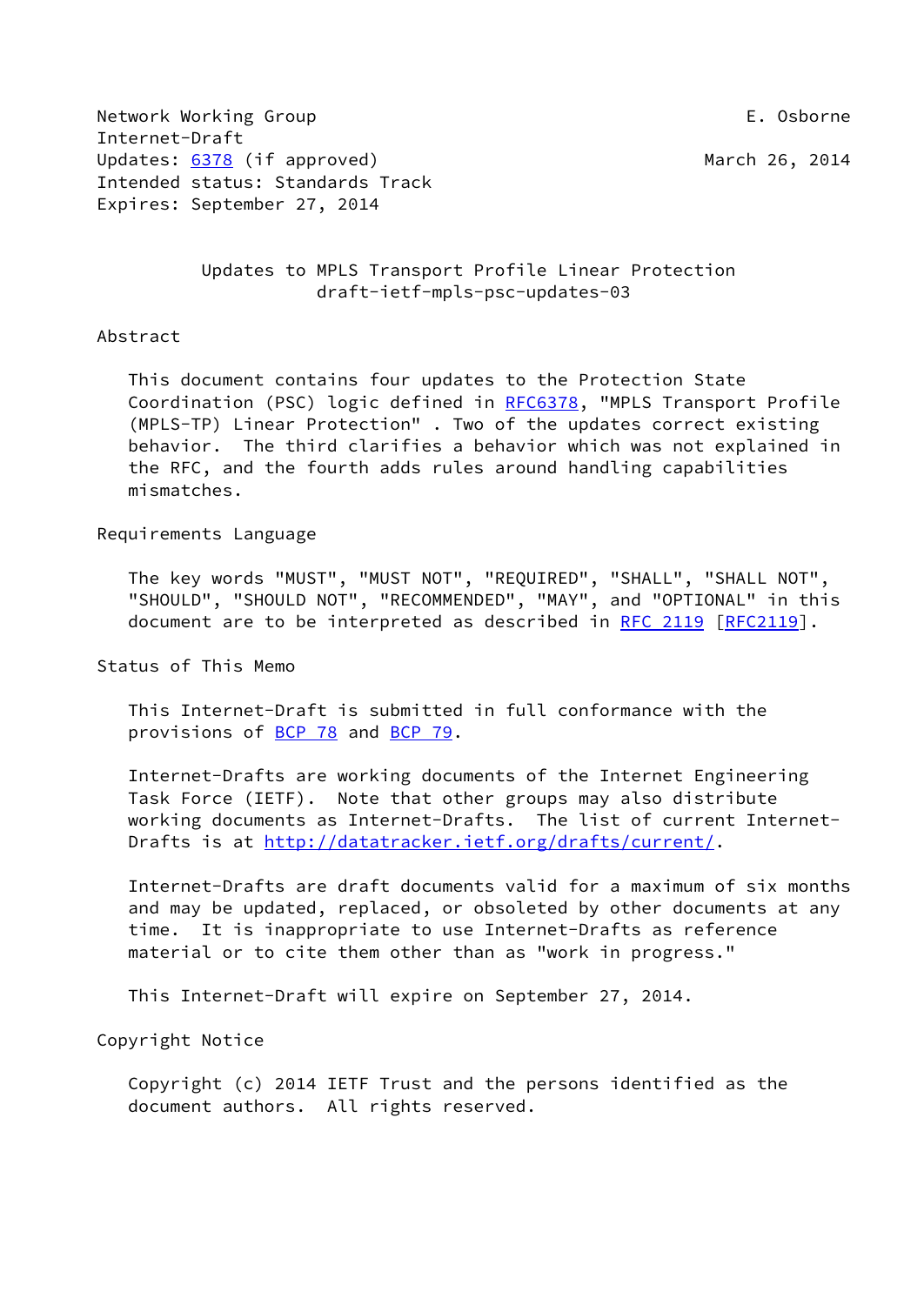Network Working Group E. Osborne
Internet-Draft
Updates: 6378 (if approved) March 26, 2014
Intended status: Standards Track
Expires: September 27, 2014

# Updates to MPLS Transport Profile Linear Protection
draft-ietf-mpls-psc-updates-03

## Abstract

This document contains four updates to the Protection State Coordination (PSC) logic defined in RFC6378, "MPLS Transport Profile (MPLS-TP) Linear Protection" . Two of the updates correct existing behavior. The third clarifies a behavior which was not explained in the RFC, and the fourth adds rules around handling capabilities mismatches.

## Requirements Language

The key words "MUST", "MUST NOT", "REQUIRED", "SHALL", "SHALL NOT", "SHOULD", "SHOULD NOT", "RECOMMENDED", "MAY", and "OPTIONAL" in this document are to be interpreted as described in RFC 2119 [RFC2119].

## Status of This Memo

This Internet-Draft is submitted in full conformance with the provisions of BCP 78 and BCP 79.

Internet-Drafts are working documents of the Internet Engineering Task Force (IETF). Note that other groups may also distribute working documents as Internet-Drafts. The list of current Internet-Drafts is at http://datatracker.ietf.org/drafts/current/.

Internet-Drafts are draft documents valid for a maximum of six months and may be updated, replaced, or obsoleted by other documents at any time. It is inappropriate to use Internet-Drafts as reference material or to cite them other than as "work in progress."

This Internet-Draft will expire on September 27, 2014.

## Copyright Notice

Copyright (c) 2014 IETF Trust and the persons identified as the document authors. All rights reserved.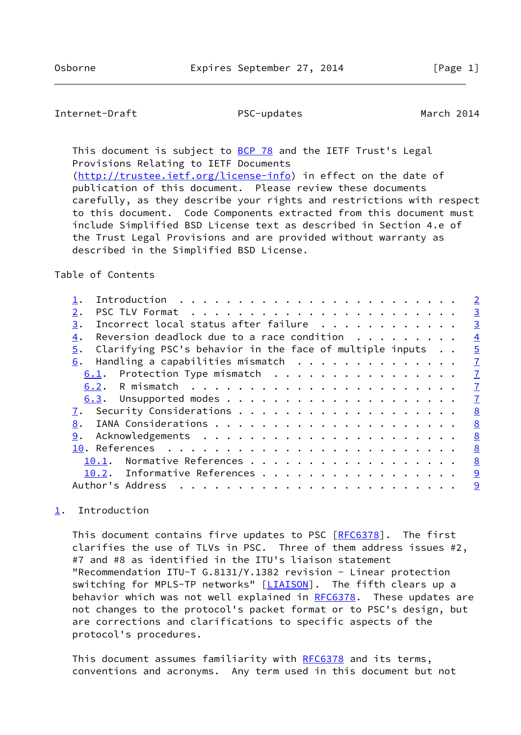This document is subject to BCP 78 and the IETF Trust's Legal Provisions Relating to IETF Documents (http://trustee.ietf.org/license-info) in effect on the date of publication of this document. Please review these documents carefully, as they describe your rights and restrictions with respect to this document. Code Components extracted from this document must include Simplified BSD License text as described in Section 4.e of the Trust Legal Provisions and are provided without warranty as described in the Simplified BSD License.

Table of Contents

```
   1.  Introduction . . . . . . . . . . . . . . . . . . . . . . . .   2
   2.  PSC TLV Format . . . . . . . . . . . . . . . . . . . . . . .   3
   3.  Incorrect local status after failure . . . . . . . . . . . .   3
   4.  Reversion deadlock due to a race condition . . . . . . . . .   4
   5.  Clarifying PSC's behavior in the face of multiple inputs . .   5
   6.  Handling a capabilities mismatch . . . . . . . . . . . . . .   7
     6.1.  Protection Type mismatch . . . . . . . . . . . . . . . .   7
     6.2.  R mismatch . . . . . . . . . . . . . . . . . . . . . . .   7
     6.3.  Unsupported modes . . . . . . . . . . . . . . . . . . . .   7
   7.  Security Considerations . . . . . . . . . . . . . . . . . . .   8
   8.  IANA Considerations . . . . . . . . . . . . . . . . . . . . .   8
   9.  Acknowledgements . . . . . . . . . . . . . . . . . . . . . .   8
   10. References . . . . . . . . . . . . . . . . . . . . . . . . .   8
     10.1.  Normative References . . . . . . . . . . . . . . . . . .   8
     10.2.  Informative References . . . . . . . . . . . . . . . . .   9
   Author's Address . . . . . . . . . . . . . . . . . . . . . . . .   9
```

## 1. Introduction

This document contains firve updates to PSC [RFC6378]. The first clarifies the use of TLVs in PSC. Three of them address issues #2, #7 and #8 as identified in the ITU's liaison statement "Recommendation ITU-T G.8131/Y.1382 revision - Linear protection switching for MPLS-TP networks" [LIAISON]. The fifth clears up a behavior which was not well explained in RFC6378. These updates are not changes to the protocol's packet format or to PSC's design, but are corrections and clarifications to specific aspects of the protocol's procedures.

This document assumes familiarity with RFC6378 and its terms, conventions and acronyms. Any term used in this document but not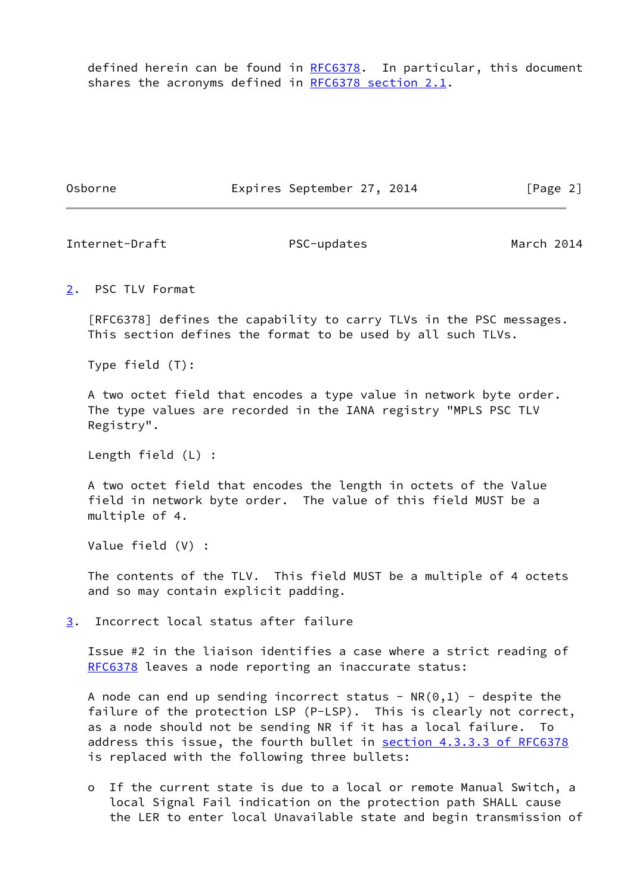defined herein can be found in RFC6378. In particular, this document shares the acronyms defined in RFC6378 section 2.1.

## 2. PSC TLV Format

[RFC6378] defines the capability to carry TLVs in the PSC messages. This section defines the format to be used by all such TLVs.

Type field (T):

A two octet field that encodes a type value in network byte order. The type values are recorded in the IANA registry "MPLS PSC TLV Registry".

Length field (L) :

A two octet field that encodes the length in octets of the Value field in network byte order. The value of this field MUST be a multiple of 4.

Value field (V) :

The contents of the TLV. This field MUST be a multiple of 4 octets and so may contain explicit padding.

## 3. Incorrect local status after failure

Issue #2 in the liaison identifies a case where a strict reading of RFC6378 leaves a node reporting an inaccurate status:

A node can end up sending incorrect status - NR(0,1) - despite the failure of the protection LSP (P-LSP). This is clearly not correct, as a node should not be sending NR if it has a local failure. To address this issue, the fourth bullet in section 4.3.3.3 of RFC6378 is replaced with the following three bullets:

- If the current state is due to a local or remote Manual Switch, a local Signal Fail indication on the protection path SHALL cause the LER to enter local Unavailable state and begin transmission of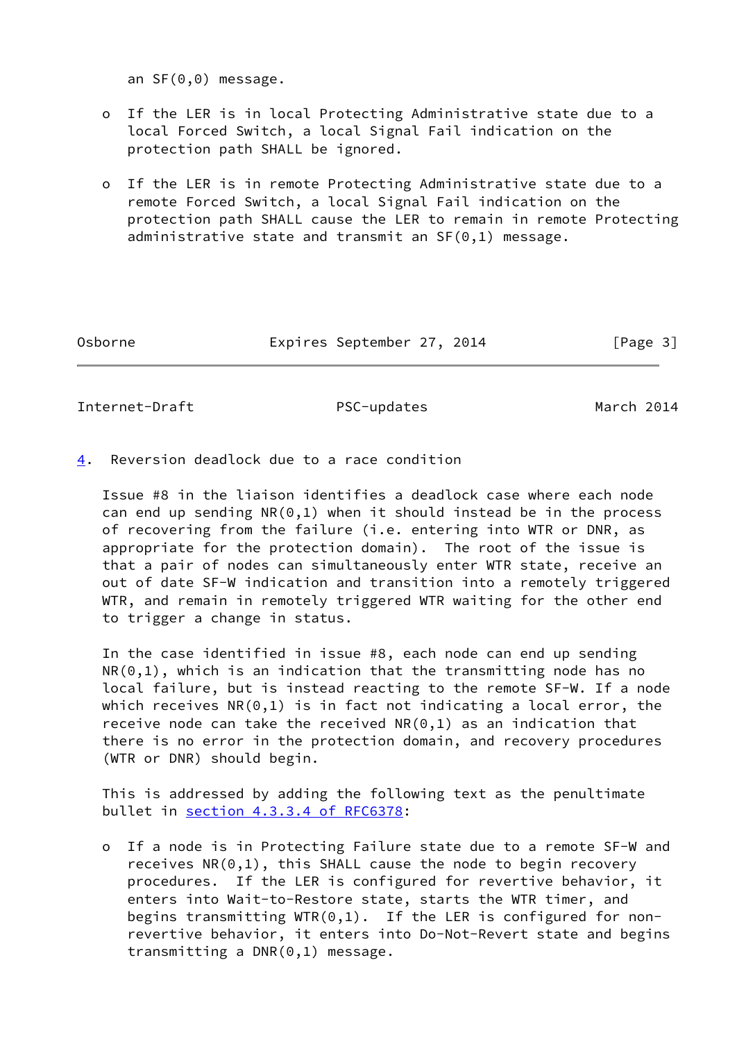an SF(0,0) message.

- If the LER is in local Protecting Administrative state due to a local Forced Switch, a local Signal Fail indication on the protection path SHALL be ignored.

- If the LER is in remote Protecting Administrative state due to a remote Forced Switch, a local Signal Fail indication on the protection path SHALL cause the LER to remain in remote Protecting administrative state and transmit an SF(0,1) message.

## 4. Reversion deadlock due to a race condition

Issue #8 in the liaison identifies a deadlock case where each node can end up sending NR(0,1) when it should instead be in the process of recovering from the failure (i.e. entering into WTR or DNR, as appropriate for the protection domain). The root of the issue is that a pair of nodes can simultaneously enter WTR state, receive an out of date SF-W indication and transition into a remotely triggered WTR, and remain in remotely triggered WTR waiting for the other end to trigger a change in status.

In the case identified in issue #8, each node can end up sending NR(0,1), which is an indication that the transmitting node has no local failure, but is instead reacting to the remote SF-W. If a node which receives NR(0,1) is in fact not indicating a local error, the receive node can take the received NR(0,1) as an indication that there is no error in the protection domain, and recovery procedures (WTR or DNR) should begin.

This is addressed by adding the following text as the penultimate bullet in section 4.3.3.4 of RFC6378:

- If a node is in Protecting Failure state due to a remote SF-W and receives NR(0,1), this SHALL cause the node to begin recovery procedures. If the LER is configured for revertive behavior, it enters into Wait-to-Restore state, starts the WTR timer, and begins transmitting WTR(0,1). If the LER is configured for non-revertive behavior, it enters into Do-Not-Revert state and begins transmitting a DNR(0,1) message.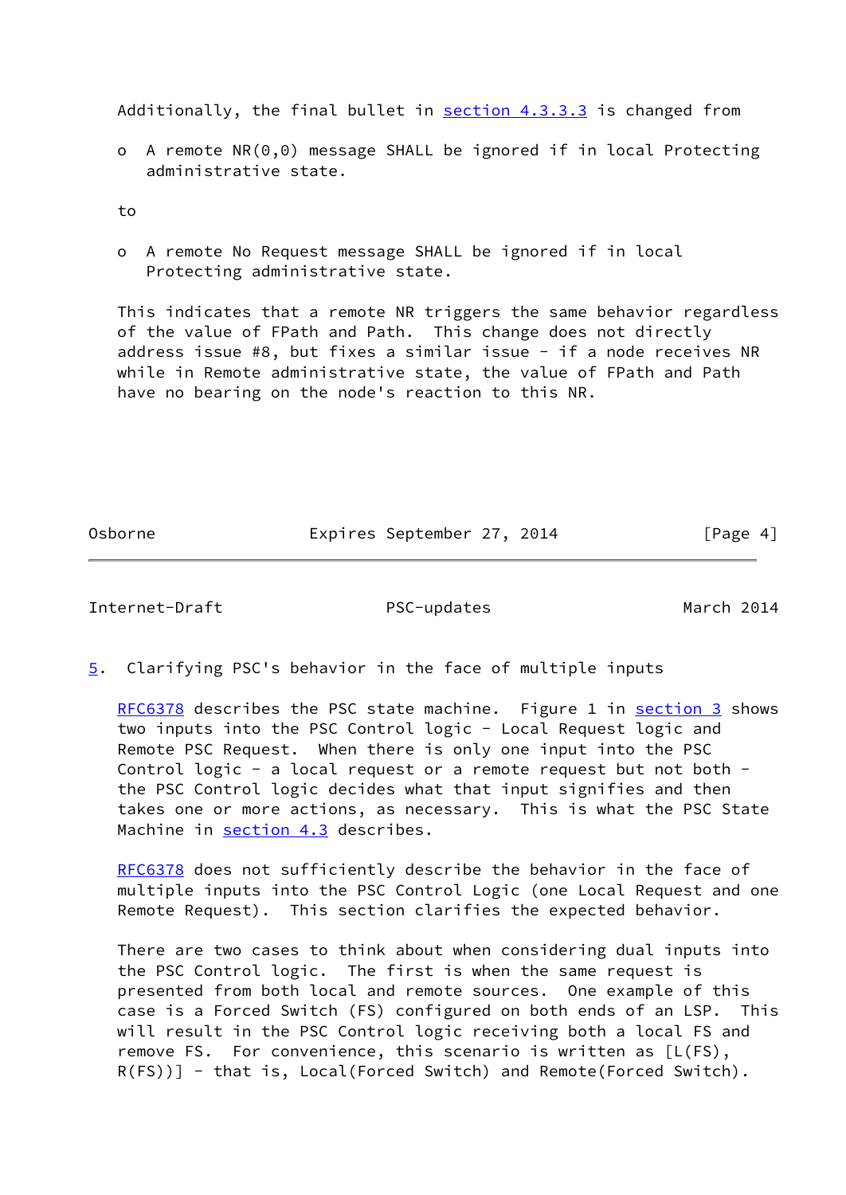Additionally, the final bullet in section 4.3.3.3 is changed from

- A remote NR(0,0) message SHALL be ignored if in local Protecting administrative state.

to

- A remote No Request message SHALL be ignored if in local Protecting administrative state.

This indicates that a remote NR triggers the same behavior regardless of the value of FPath and Path. This change does not directly address issue #8, but fixes a similar issue - if a node receives NR while in Remote administrative state, the value of FPath and Path have no bearing on the node's reaction to this NR.

## 5. Clarifying PSC's behavior in the face of multiple inputs

RFC6378 describes the PSC state machine. Figure 1 in section 3 shows two inputs into the PSC Control logic - Local Request logic and Remote PSC Request. When there is only one input into the PSC Control logic - a local request or a remote request but not both - the PSC Control logic decides what that input signifies and then takes one or more actions, as necessary. This is what the PSC State Machine in section 4.3 describes.

RFC6378 does not sufficiently describe the behavior in the face of multiple inputs into the PSC Control Logic (one Local Request and one Remote Request). This section clarifies the expected behavior.

There are two cases to think about when considering dual inputs into the PSC Control logic. The first is when the same request is presented from both local and remote sources. One example of this case is a Forced Switch (FS) configured on both ends of an LSP. This will result in the PSC Control logic receiving both a local FS and remove FS. For convenience, this scenario is written as [L(FS), R(FS))] - that is, Local(Forced Switch) and Remote(Forced Switch).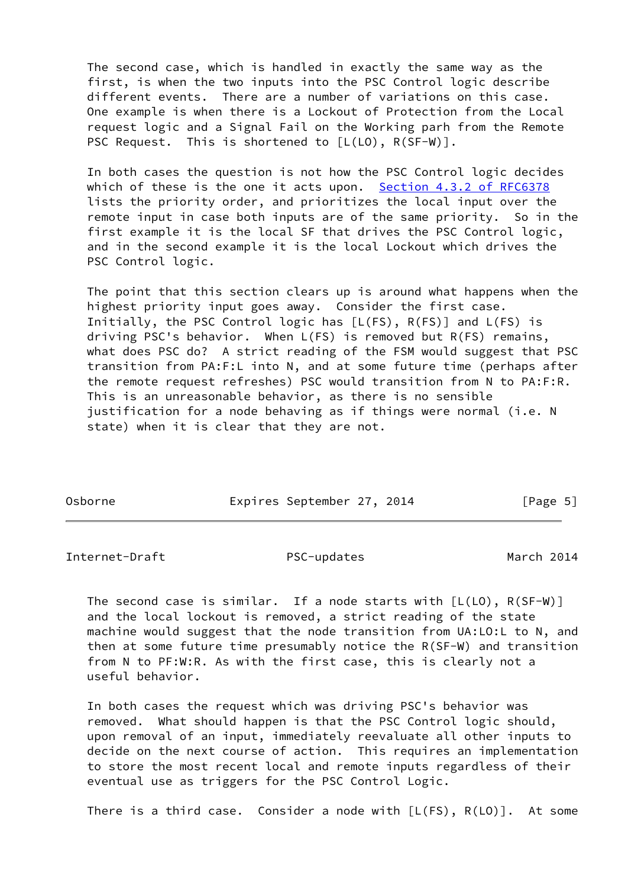The second case, which is handled in exactly the same way as the first, is when the two inputs into the PSC Control logic describe different events. There are a number of variations on this case. One example is when there is a Lockout of Protection from the Local request logic and a Signal Fail on the Working parh from the Remote PSC Request. This is shortened to [L(LO), R(SF-W)].

In both cases the question is not how the PSC Control logic decides which of these is the one it acts upon. Section 4.3.2 of RFC6378 lists the priority order, and prioritizes the local input over the remote input in case both inputs are of the same priority. So in the first example it is the local SF that drives the PSC Control logic, and in the second example it is the local Lockout which drives the PSC Control logic.

The point that this section clears up is around what happens when the highest priority input goes away. Consider the first case. Initially, the PSC Control logic has [L(FS), R(FS)] and L(FS) is driving PSC's behavior. When L(FS) is removed but R(FS) remains, what does PSC do? A strict reading of the FSM would suggest that PSC transition from PA:F:L into N, and at some future time (perhaps after the remote request refreshes) PSC would transition from N to PA:F:R. This is an unreasonable behavior, as there is no sensible justification for a node behaving as if things were normal (i.e. N state) when it is clear that they are not.

The second case is similar. If a node starts with [L(LO), R(SF-W)] and the local lockout is removed, a strict reading of the state machine would suggest that the node transition from UA:LO:L to N, and then at some future time presumably notice the R(SF-W) and transition from N to PF:W:R. As with the first case, this is clearly not a useful behavior.

In both cases the request which was driving PSC's behavior was removed. What should happen is that the PSC Control logic should, upon removal of an input, immediately reevaluate all other inputs to decide on the next course of action. This requires an implementation to store the most recent local and remote inputs regardless of their eventual use as triggers for the PSC Control Logic.

There is a third case. Consider a node with [L(FS), R(LO)]. At some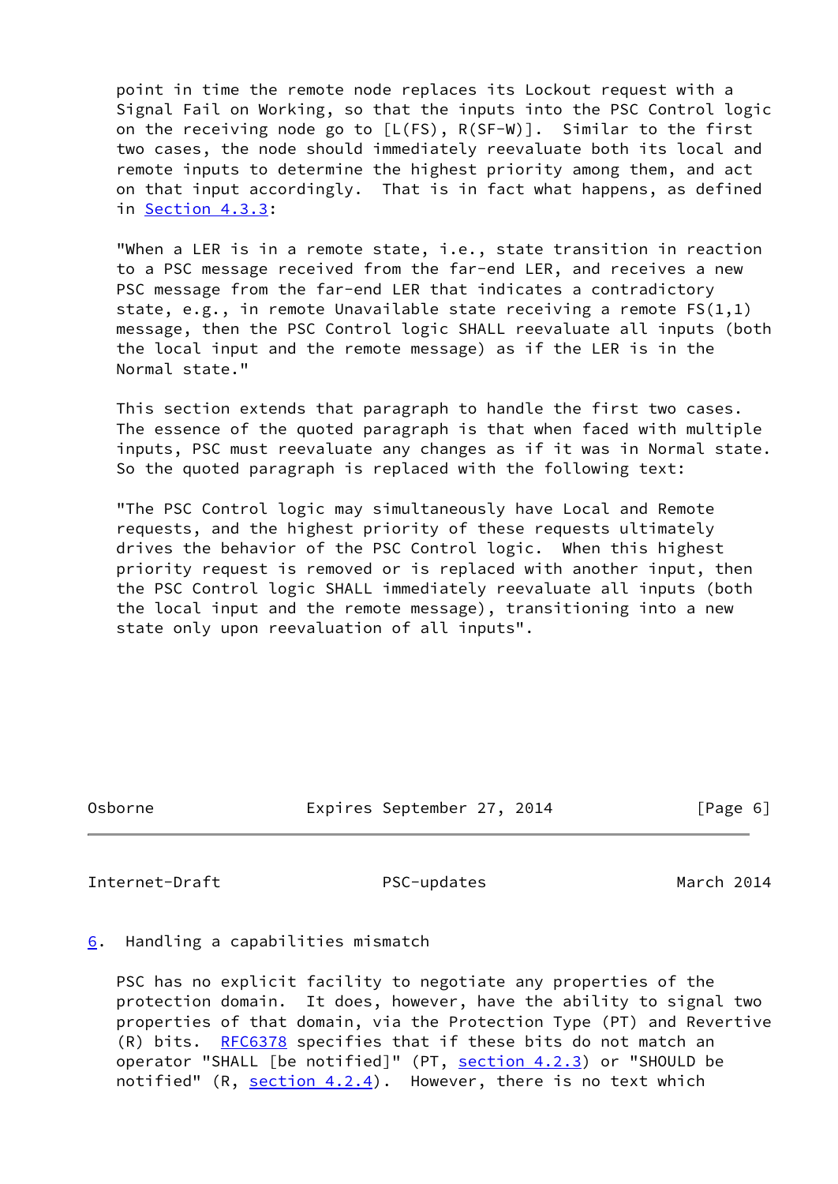point in time the remote node replaces its Lockout request with a Signal Fail on Working, so that the inputs into the PSC Control logic on the receiving node go to [L(FS), R(SF-W)]. Similar to the first two cases, the node should immediately reevaluate both its local and remote inputs to determine the highest priority among them, and act on that input accordingly. That is in fact what happens, as defined in Section 4.3.3:

"When a LER is in a remote state, i.e., state transition in reaction to a PSC message received from the far-end LER, and receives a new PSC message from the far-end LER that indicates a contradictory state, e.g., in remote Unavailable state receiving a remote FS(1,1) message, then the PSC Control logic SHALL reevaluate all inputs (both the local input and the remote message) as if the LER is in the Normal state."

This section extends that paragraph to handle the first two cases. The essence of the quoted paragraph is that when faced with multiple inputs, PSC must reevaluate any changes as if it was in Normal state. So the quoted paragraph is replaced with the following text:

"The PSC Control logic may simultaneously have Local and Remote requests, and the highest priority of these requests ultimately drives the behavior of the PSC Control logic. When this highest priority request is removed or is replaced with another input, then the PSC Control logic SHALL immediately reevaluate all inputs (both the local input and the remote message), transitioning into a new state only upon reevaluation of all inputs".

## 6. Handling a capabilities mismatch

PSC has no explicit facility to negotiate any properties of the protection domain. It does, however, have the ability to signal two properties of that domain, via the Protection Type (PT) and Revertive (R) bits. RFC6378 specifies that if these bits do not match an operator "SHALL [be notified]" (PT, section 4.2.3) or "SHOULD be notified" (R, section 4.2.4). However, there is no text which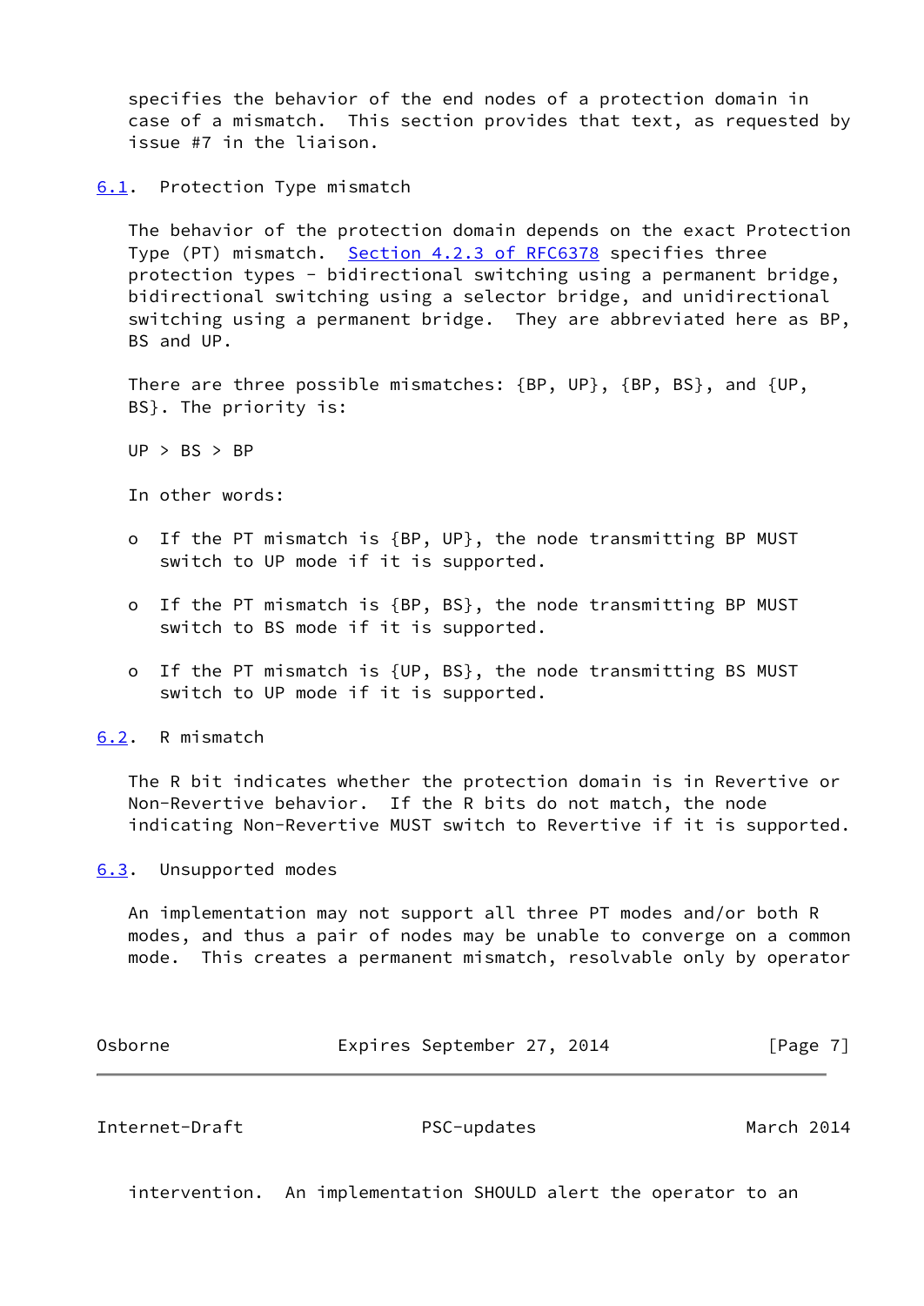specifies the behavior of the end nodes of a protection domain in case of a mismatch. This section provides that text, as requested by issue #7 in the liaison.

## 6.1. Protection Type mismatch

The behavior of the protection domain depends on the exact Protection Type (PT) mismatch. Section 4.2.3 of RFC6378 specifies three protection types - bidirectional switching using a permanent bridge, bidirectional switching using a selector bridge, and unidirectional switching using a permanent bridge. They are abbreviated here as BP, BS and UP.

There are three possible mismatches: {BP, UP}, {BP, BS}, and {UP, BS}. The priority is:

UP > BS > BP

In other words:

- If the PT mismatch is {BP, UP}, the node transmitting BP MUST switch to UP mode if it is supported.
- If the PT mismatch is {BP, BS}, the node transmitting BP MUST switch to BS mode if it is supported.
- If the PT mismatch is {UP, BS}, the node transmitting BS MUST switch to UP mode if it is supported.

## 6.2. R mismatch

The R bit indicates whether the protection domain is in Revertive or Non-Revertive behavior. If the R bits do not match, the node indicating Non-Revertive MUST switch to Revertive if it is supported.

## 6.3. Unsupported modes

An implementation may not support all three PT modes and/or both R modes, and thus a pair of nodes may be unable to converge on a common mode. This creates a permanent mismatch, resolvable only by operator intervention. An implementation SHOULD alert the operator to an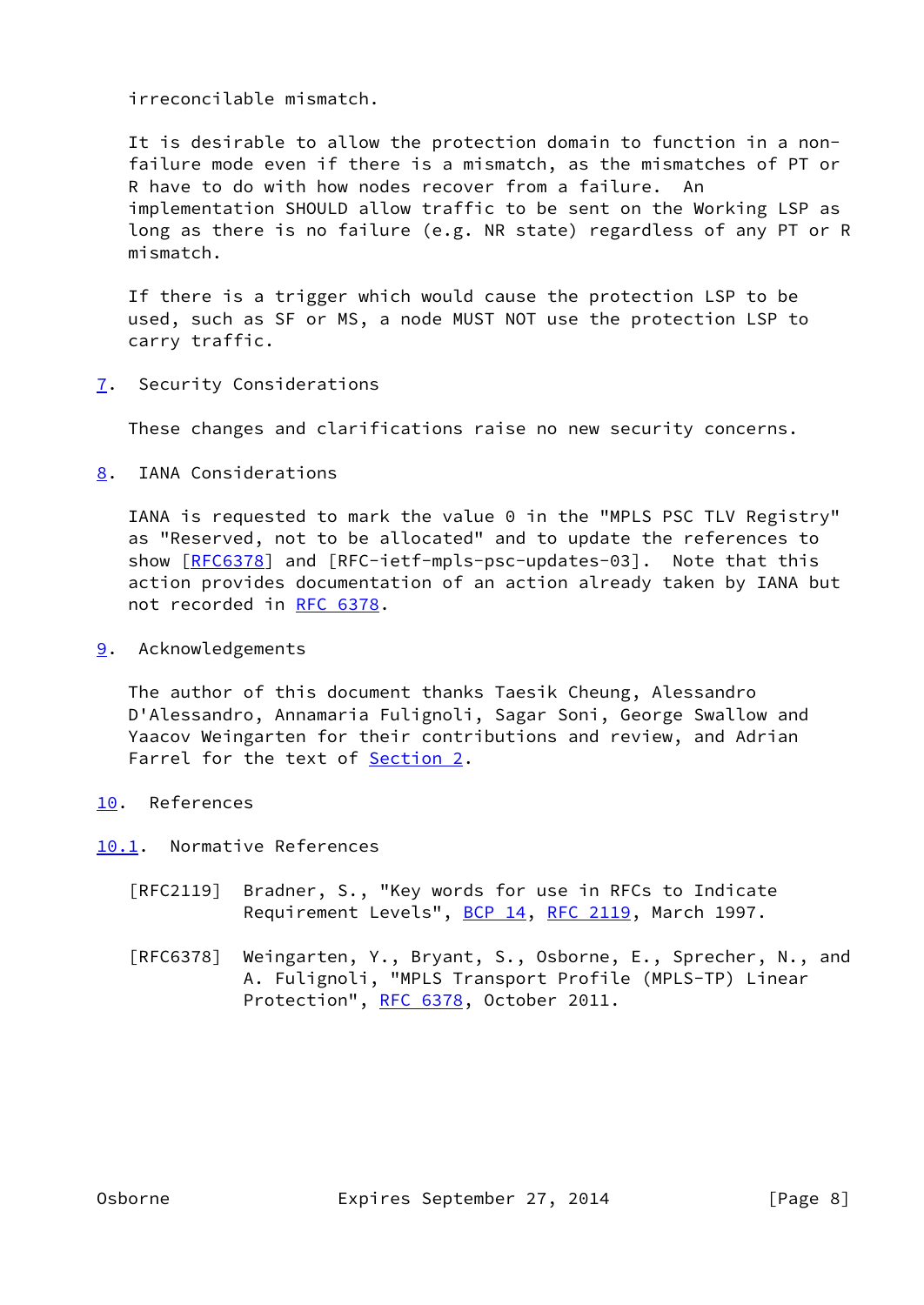irreconcilable mismatch.

It is desirable to allow the protection domain to function in a non-failure mode even if there is a mismatch, as the mismatches of PT or R have to do with how nodes recover from a failure. An implementation SHOULD allow traffic to be sent on the Working LSP as long as there is no failure (e.g. NR state) regardless of any PT or R mismatch.

If there is a trigger which would cause the protection LSP to be used, such as SF or MS, a node MUST NOT use the protection LSP to carry traffic.

## 7. Security Considerations

These changes and clarifications raise no new security concerns.

## 8. IANA Considerations

IANA is requested to mark the value 0 in the "MPLS PSC TLV Registry" as "Reserved, not to be allocated" and to update the references to show [RFC6378] and [RFC-ietf-mpls-psc-updates-03]. Note that this action provides documentation of an action already taken by IANA but not recorded in RFC 6378.

## 9. Acknowledgements

The author of this document thanks Taesik Cheung, Alessandro D'Alessandro, Annamaria Fulignoli, Sagar Soni, George Swallow and Yaacov Weingarten for their contributions and review, and Adrian Farrel for the text of Section 2.

## 10. References

### 10.1. Normative References

[RFC2119] Bradner, S., "Key words for use in RFCs to Indicate Requirement Levels", BCP 14, RFC 2119, March 1997.

[RFC6378] Weingarten, Y., Bryant, S., Osborne, E., Sprecher, N., and A. Fulignoli, "MPLS Transport Profile (MPLS-TP) Linear Protection", RFC 6378, October 2011.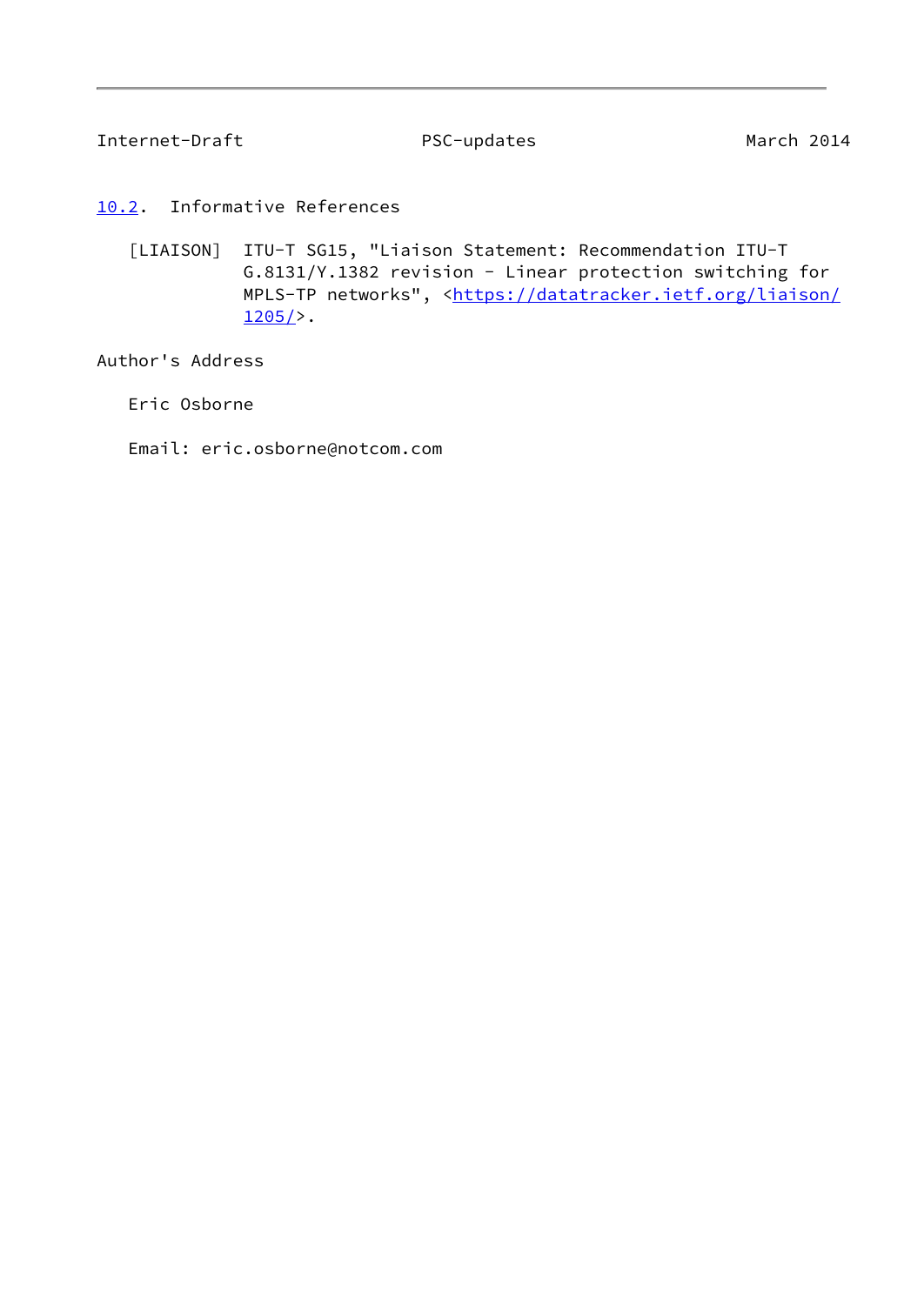## 10.2. Informative References

[LIAISON] ITU-T SG15, "Liaison Statement: Recommendation ITU-T G.8131/Y.1382 revision - Linear protection switching for MPLS-TP networks", <https://datatracker.ietf.org/liaison/1205/>.

## Author's Address

Eric Osborne

Email: eric.osborne@notcom.com